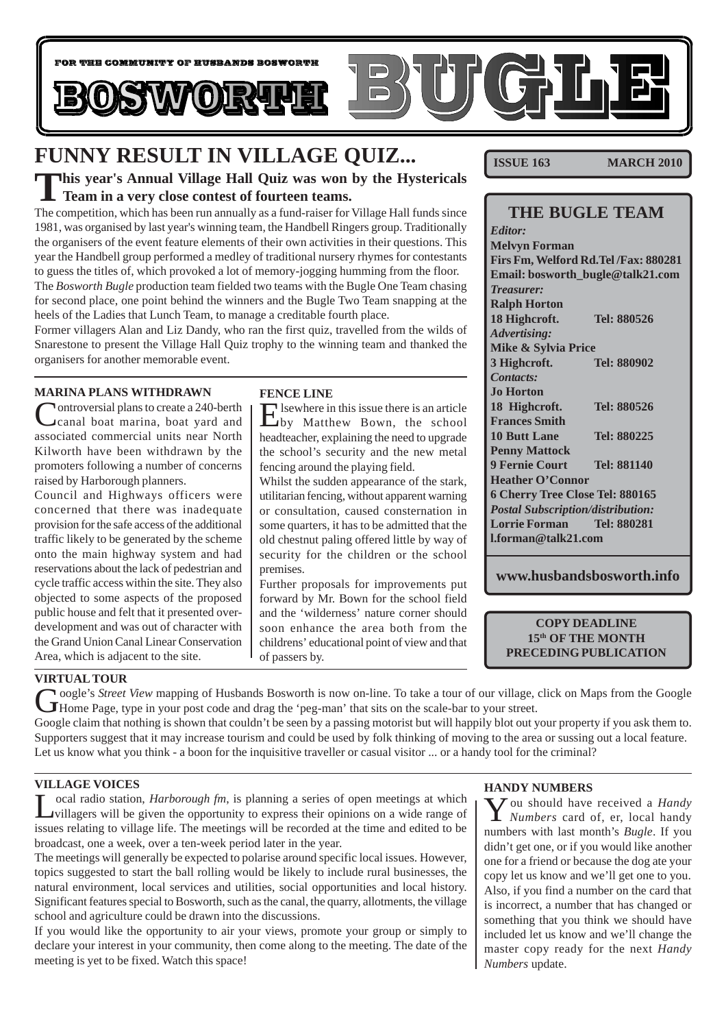FOR THE COMMUNITY OF HUSBANDS BOSWORTH

# BOSWORTH BUGLE

**ISSUE 163 MARCH 2010**

## FUNNY RESULT IN VILLAGE QUIZ...

**This year's Annual Village Hall Quiz was won by the Hystericals Team in a very close contest of fourteen teams.**

The competition, which has been run annually as a fund-raiser for Village Hall funds since 1981, was organised by last year's winning team, the Handbell Ringers group. Traditionally the organisers of the event feature elements of their own activities in their questions. This year the Handbell group performed a medley of traditional nursery rhymes for contestants to guess the titles of, which provoked a lot of memory-jogging humming from the floor.

The *Bosworth Bugle* production team fielded two teams with the Bugle One Team chasing for second place, one point behind the winners and the Bugle Two Team snapping at the heels of the Ladies that Lunch Team, to manage a creditable fourth place.

Former villagers Alan and Liz Dandy, who ran the first quiz, travelled from the wilds of Snarestone to present the Village Hall Quiz trophy to the winning team and thanked the organisers for another memorable event.

### MARINA PLANS WITHDRAWN

Controversial plans to create a 240-berth canal boat marina, boat yard and associated commercial units near North Kilworth have been withdrawn by the promoters following a number of concerns raised by Harborough planners.

Council and Highways officers were concerned that there was inadequate provision for the safe access of the additional traffic likely to be generated by the scheme onto the main highway system and had reservations about the lack of pedestrian and cycle traffic access within the site. They also objected to some aspects of the proposed public house and felt that it presented over-development and was out of character with the Grand Union Canal Linear Conservation Area, which is adjacent to the site.

### FENCE LINE

Elsewhere in this issue there is an article by Matthew Bown, the school headteacher, explaining the need to upgrade the school's security and the new metal fencing around the playing field.

Whilst the sudden appearance of the stark, utilitarian fencing, without apparent warning or consultation, caused consternation in some quarters, it has to be admitted that the old chestnut paling offered little by way of security for the children or the school premises.

Further proposals for improvements put forward by Mr. Bown for the school field and the 'wilderness' nature corner should soon enhance the area both from the childrens' educational point of view and that of passers by.

### THE BUGLE TEAM

*Editor:*
**Melvyn Forman**
**Firs Fm, Welford Rd. Tel /Fax: 880281**
**Email: bosworth_bugle@talk21.com**

*Treasurer:*
**Ralph Horton**
**18 Highcroft. Tel: 880526**

*Advertising:*
**Mike & Sylvia Price**
**3 Highcroft. Tel: 880902**

*Contacts:*
**Jo Horton**
**18 Highcroft. Tel: 880526**
**Frances Smith**
**10 Butt Lane Tel: 880225**
**Penny Mattock**
**9 Fernie Court Tel: 881140**
**Heather O'Connor**
**6 Cherry Tree Close Tel: 880165**

*Postal Subscription/distribution:*
**Lorrie Forman Tel: 880281**
**l.forman@talk21.com**

**www.husbandsbosworth.info**

**COPY DEADLINE 15th OF THE MONTH PRECEDING PUBLICATION**

### VIRTUAL TOUR

Google's *Street View* mapping of Husbands Bosworth is now on-line. To take a tour of our village, click on Maps from the Google Home Page, type in your post code and drag the 'peg-man' that sits on the scale-bar to your street.

Google claim that nothing is shown that couldn't be seen by a passing motorist but will happily blot out your property if you ask them to. Supporters suggest that it may increase tourism and could be used by folk thinking of moving to the area or sussing out a local feature. Let us know what you think - a boon for the inquisitive traveller or casual visitor ... or a handy tool for the criminal?

### VILLAGE VOICES

Local radio station, *Harborough fm*, is planning a series of open meetings at which villagers will be given the opportunity to express their opinions on a wide range of issues relating to village life. The meetings will be recorded at the time and edited to be broadcast, one a week, over a ten-week period later in the year.

The meetings will generally be expected to polarise around specific local issues. However, topics suggested to start the ball rolling would be likely to include rural businesses, the natural environment, local services and utilities, social opportunities and local history. Significant features special to Bosworth, such as the canal, the quarry, allotments, the village school and agriculture could be drawn into the discussions.

If you would like the opportunity to air your views, promote your group or simply to declare your interest in your community, then come along to the meeting. The date of the meeting is yet to be fixed. Watch this space!

### HANDY NUMBERS

You should have received a *Handy Numbers* card of, er, local handy numbers with last month's *Bugle*. If you didn't get one, or if you would like another one for a friend or because the dog ate your copy let us know and we'll get one to you. Also, if you find a number on the card that is incorrect, a number that has changed or something that you think we should have included let us know and we'll change the master copy ready for the next *Handy Numbers* update.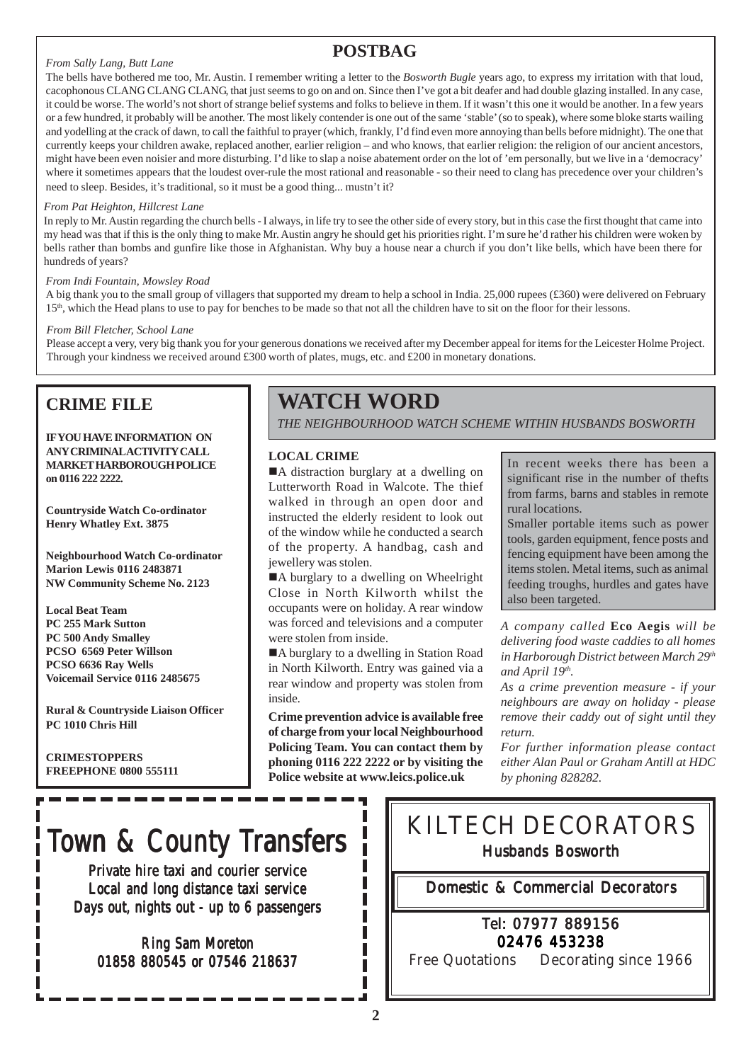## POSTBAG

*From Sally Lang, Butt Lane*

The bells have bothered me too, Mr. Austin. I remember writing a letter to the *Bosworth Bugle* years ago, to express my irritation with that loud, cacophonous CLANG CLANG CLANG, that just seems to go on and on. Since then I've got a bit deafer and had double glazing installed. In any case, it could be worse. The world's not short of strange belief systems and folks to believe in them. If it wasn't this one it would be another. In a few years or a few hundred, it probably will be another. The most likely contender is one out of the same 'stable' (so to speak), where some bloke starts wailing and yodelling at the crack of dawn, to call the faithful to prayer (which, frankly, I'd find even more annoying than bells before midnight). The one that currently keeps your children awake, replaced another, earlier religion – and who knows, that earlier religion: the religion of our ancient ancestors, might have been even noisier and more disturbing. I'd like to slap a noise abatement order on the lot of 'em personally, but we live in a 'democracy' where it sometimes appears that the loudest over-rule the most rational and reasonable - so their need to clang has precedence over your children's need to sleep. Besides, it's traditional, so it must be a good thing... mustn't it?

*From Pat Heighton, Hillcrest Lane*

In reply to Mr. Austin regarding the church bells - I always, in life try to see the other side of every story, but in this case the first thought that came into my head was that if this is the only thing to make Mr. Austin angry he should get his priorities right. I'm sure he'd rather his children were woken by bells rather than bombs and gunfire like those in Afghanistan. Why buy a house near a church if you don't like bells, which have been there for hundreds of years?

*From Indi Fountain, Mowsley Road*

A big thank you to the small group of villagers that supported my dream to help a school in India. 25,000 rupees (£360) were delivered on February 15th, which the Head plans to use to pay for benches to be made so that not all the children have to sit on the floor for their lessons.

*From Bill Fletcher, School Lane*

Please accept a very, very big thank you for your generous donations we received after my December appeal for items for the Leicester Holme Project. Through your kindness we received around £300 worth of plates, mugs, etc. and £200 in monetary donations.

## CRIME FILE

**IF YOU HAVE INFORMATION ON ANY CRIMINAL ACTIVITY CALL MARKET HARBOROUGH POLICE on 0116 222 2222.**

**Countryside Watch Co-ordinator**
**Henry Whatley Ext. 3875**

**Neighbourhood Watch Co-ordinator**
**Marion Lewis 0116 2483871**
**NW Community Scheme No. 2123**

**Local Beat Team**
**PC 255 Mark Sutton**
**PC 500 Andy Smalley**
**PCSO 6569 Peter Willson**
**PCSO 6636 Ray Wells**
**Voicemail Service 0116 2485675**

**Rural & Countryside Liaison Officer**
**PC 1010 Chris Hill**

**CRIMESTOPPERS**
**FREEPHONE 0800 555111**

## WATCH WORD

*THE NEIGHBOURHOOD WATCH SCHEME WITHIN HUSBANDS BOSWORTH*

**LOCAL CRIME**

- A distraction burglary at a dwelling on Lutterworth Road in Walcote. The thief walked in through an open door and instructed the elderly resident to look out of the window while he conducted a search of the property. A handbag, cash and jewellery was stolen.
- A burglary to a dwelling on Wheelright Close in North Kilworth whilst the occupants were on holiday. A rear window was forced and televisions and a computer were stolen from inside.
- A burglary to a dwelling in Station Road in North Kilworth. Entry was gained via a rear window and property was stolen from inside.

**Crime prevention advice is available free of charge from your local Neighbourhood Policing Team. You can contact them by phoning 0116 222 2222 or by visiting the Police website at www.leics.police.uk**

In recent weeks there has been a significant rise in the number of thefts from farms, barns and stables in remote rural locations.

Smaller portable items such as power tools, garden equipment, fence posts and fencing equipment have been among the items stolen. Metal items, such as animal feeding troughs, hurdles and gates have also been targeted.

*A company called* **Eco Aegis** *will be delivering food waste caddies to all homes in Harborough District between March 29th and April 19th.*

*As a crime prevention measure - if your neighbours are away on holiday - please remove their caddy out of sight until they return.*

*For further information please contact either Alan Paul or Graham Antill at HDC by phoning 828282.*

# Town & County Transfers

Private hire taxi and courier service
Local and long distance taxi service
Days out, nights out - up to 6 passengers

Ring Sam Moreton
01858 880545 or 07546 218637

# KILTECH DECORATORS

Husbands Bosworth

Domestic & Commercial Decorators

Tel: 07977 889156
02476 453238

Free Quotations    Decorating since 1966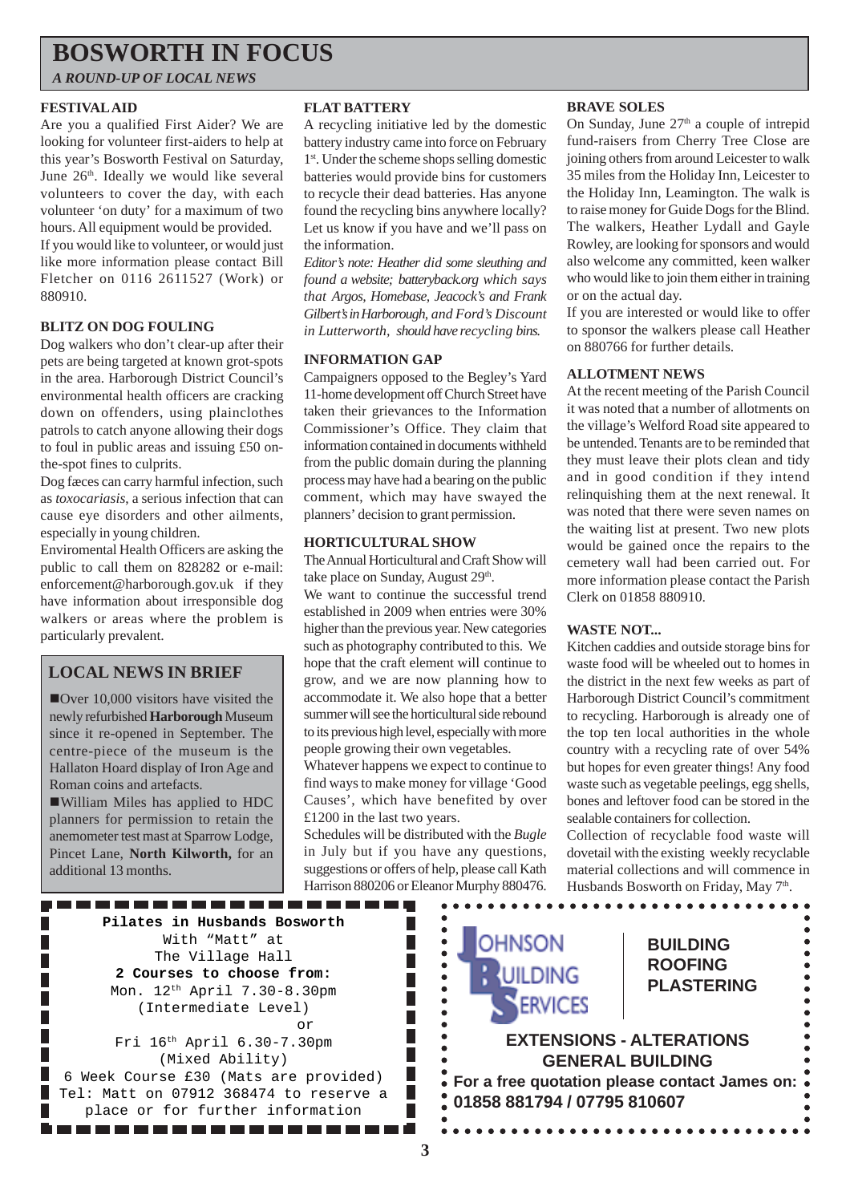# BOSWORTH IN FOCUS

*A ROUND-UP OF LOCAL NEWS*

### FESTIVAL AID

Are you a qualified First Aider? We are looking for volunteer first-aiders to help at this year's Bosworth Festival on Saturday, June 26th. Ideally we would like several volunteers to cover the day, with each volunteer 'on duty' for a maximum of two hours. All equipment would be provided.

If you would like to volunteer, or would just like more information please contact Bill Fletcher on 0116 2611527 (Work) or 880910.

### BLITZ ON DOG FOULING

Dog walkers who don't clear-up after their pets are being targeted at known grot-spots in the area. Harborough District Council's environmental health officers are cracking down on offenders, using plainclothes patrols to catch anyone allowing their dogs to foul in public areas and issuing £50 on-the-spot fines to culprits.

Dog fæces can carry harmful infection, such as *toxocariasis*, a serious infection that can cause eye disorders and other ailments, especially in young children.

Enviromental Health Officers are asking the public to call them on 828282 or e-mail: enforcement@harborough.gov.uk if they have information about irresponsible dog walkers or areas where the problem is particularly prevalent.

## LOCAL NEWS IN BRIEF

- Over 10,000 visitors have visited the newly refurbished **Harborough** Museum since it re-opened in September. The centre-piece of the museum is the Hallaton Hoard display of Iron Age and Roman coins and artefacts.
- William Miles has applied to HDC planners for permission to retain the anemometer test mast at Sparrow Lodge, Pincet Lane, **North Kilworth,** for an additional 13 months.

### FLAT BATTERY

A recycling initiative led by the domestic battery industry came into force on February 1st. Under the scheme shops selling domestic batteries would provide bins for customers to recycle their dead batteries. Has anyone found the recycling bins anywhere locally? Let us know if you have and we'll pass on the information.

*Editor's note: Heather did some sleuthing and found a website; batteryback.org which says that Argos, Homebase, Jeacock's and Frank Gilbert's in Harborough, and Ford's Discount in Lutterworth, should have recycling bins.*

### INFORMATION GAP

Campaigners opposed to the Begley's Yard 11-home development off Church Street have taken their grievances to the Information Commissioner's Office. They claim that information contained in documents withheld from the public domain during the planning process may have had a bearing on the public comment, which may have swayed the planners' decision to grant permission.

### HORTICULTURAL SHOW

The Annual Horticultural and Craft Show will take place on Sunday, August 29th.

We want to continue the successful trend established in 2009 when entries were 30% higher than the previous year. New categories such as photography contributed to this. We hope that the craft element will continue to grow, and we are now planning how to accommodate it. We also hope that a better summer will see the horticultural side rebound to its previous high level, especially with more people growing their own vegetables.

Whatever happens we expect to continue to find ways to make money for village 'Good Causes', which have benefited by over £1200 in the last two years.

Schedules will be distributed with the *Bugle* in July but if you have any questions, suggestions or offers of help, please call Kath Harrison 880206 or Eleanor Murphy 880476.

### BRAVE SOLES

On Sunday, June 27th a couple of intrepid fund-raisers from Cherry Tree Close are joining others from around Leicester to walk 35 miles from the Holiday Inn, Leicester to the Holiday Inn, Leamington. The walk is to raise money for Guide Dogs for the Blind. The walkers, Heather Lydall and Gayle Rowley, are looking for sponsors and would also welcome any committed, keen walker who would like to join them either in training or on the actual day.

If you are interested or would like to offer to sponsor the walkers please call Heather on 880766 for further details.

### ALLOTMENT NEWS

At the recent meeting of the Parish Council it was noted that a number of allotments on the village's Welford Road site appeared to be untended. Tenants are to be reminded that they must leave their plots clean and tidy and in good condition if they intend relinquishing them at the next renewal. It was noted that there were seven names on the waiting list at present. Two new plots would be gained once the repairs to the cemetery wall had been carried out. For more information please contact the Parish Clerk on 01858 880910.

### WASTE NOT...

Kitchen caddies and outside storage bins for waste food will be wheeled out to homes in the district in the next few weeks as part of Harborough District Council's commitment to recycling. Harborough is already one of the top ten local authorities in the whole country with a recycling rate of over 54% but hopes for even greater things! Any food waste such as vegetable peelings, egg shells, bones and leftover food can be stored in the sealable containers for collection.

Collection of recyclable food waste will dovetail with the existing weekly recyclable material collections and will commence in Husbands Bosworth on Friday, May 7th.

---

**Pilates in Husbands Bosworth**
With "Matt" at
The Village Hall
**2 Courses to choose from:**
Mon. 12th April 7.30-8.30pm
(Intermediate Level)
or
Fri 16th April 6.30-7.30pm
(Mixed Ability)
6 Week Course £30 (Mats are provided)
Tel: Matt on 07912 368474 to reserve a place or for further information

---

**JOHNSON BUILDING SERVICES**

**BUILDING**
**ROOFING**
**PLASTERING**

**EXTENSIONS - ALTERATIONS**
**GENERAL BUILDING**
**For a free quotation please contact James on:**
**01858 881794 / 07795 810607**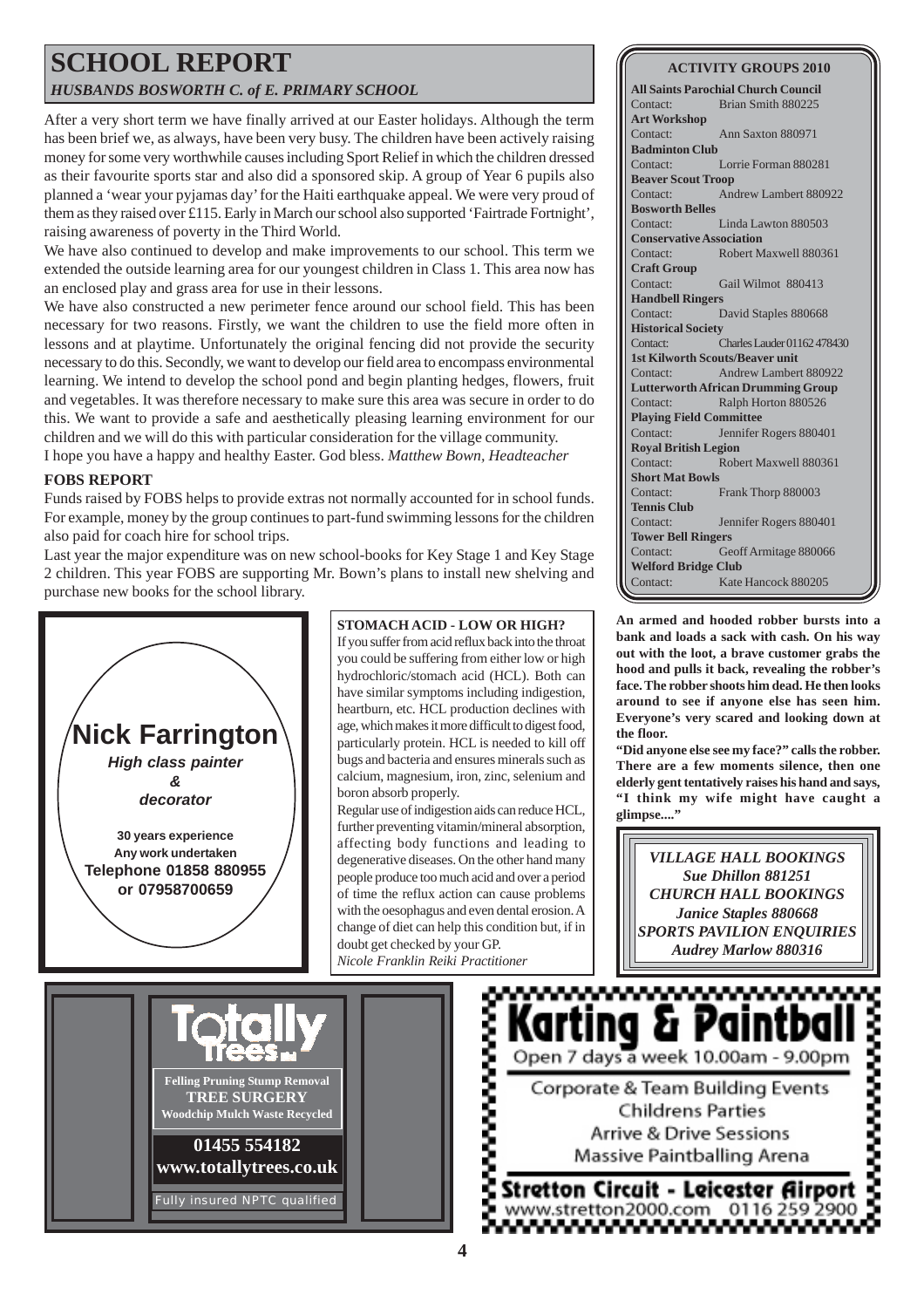# SCHOOL REPORT

*HUSBANDS BOSWORTH C. of E. PRIMARY SCHOOL*

After a very short term we have finally arrived at our Easter holidays. Although the term has been brief we, as always, have been very busy. The children have been actively raising money for some very worthwhile causes including Sport Relief in which the children dressed as their favourite sports star and also did a sponsored skip. A group of Year 6 pupils also planned a 'wear your pyjamas day' for the Haiti earthquake appeal. We were very proud of them as they raised over £115. Early in March our school also supported 'Fairtrade Fortnight', raising awareness of poverty in the Third World.

We have also continued to develop and make improvements to our school. This term we extended the outside learning area for our youngest children in Class 1. This area now has an enclosed play and grass area for use in their lessons.

We have also constructed a new perimeter fence around our school field. This has been necessary for two reasons. Firstly, we want the children to use the field more often in lessons and at playtime. Unfortunately the original fencing did not provide the security necessary to do this. Secondly, we want to develop our field area to encompass environmental learning. We intend to develop the school pond and begin planting hedges, flowers, fruit and vegetables. It was therefore necessary to make sure this area was secure in order to do this. We want to provide a safe and aesthetically pleasing learning environment for our children and we will do this with particular consideration for the village community.

I hope you have a happy and healthy Easter. God bless. *Matthew Bown, Headteacher*

### FOBS REPORT

Funds raised by FOBS helps to provide extras not normally accounted for in school funds. For example, money by the group continues to part-fund swimming lessons for the children also paid for coach hire for school trips.

Last year the major expenditure was on new school-books for Key Stage 1 and Key Stage 2 children. This year FOBS are supporting Mr. Bown's plans to install new shelving and purchase new books for the school library.

### ACTIVITY GROUPS 2010

**All Saints Parochial Church Council**
Contact: Brian Smith 880225
**Art Workshop**
Contact: Ann Saxton 880971
**Badminton Club**
Contact: Lorrie Forman 880281
**Beaver Scout Troop**
Contact: Andrew Lambert 880922
**Bosworth Belles**
Contact: Linda Lawton 880503
**Conservative Association**
Contact: Robert Maxwell 880361
**Craft Group**
Contact: Gail Wilmot 880413
**Handbell Ringers**
Contact: David Staples 880668
**Historical Society**
Contact: Charles Lauder 01162 478430
**1st Kilworth Scouts/Beaver unit**
Contact: Andrew Lambert 880922
**Lutterworth African Drumming Group**
Contact: Ralph Horton 880526
**Playing Field Committee**
Contact: Jennifer Rogers 880401
**Royal British Legion**
Contact: Robert Maxwell 880361
**Short Mat Bowls**
Contact: Frank Thorp 880003
**Tennis Club**
Contact: Jennifer Rogers 880401
**Tower Bell Ringers**
Contact: Geoff Armitage 880066
**Welford Bridge Club**
Contact: Kate Hancock 880205

**Nick Farrington**
***High class painter & decorator***
**30 years experience**
**Any work undertaken**
**Telephone 01858 880955 or 07958700659**

### STOMACH ACID - LOW OR HIGH?

If you suffer from acid reflux back into the throat you could be suffering from either low or high hydrochloric/stomach acid (HCL). Both can have similar symptoms including indigestion, heartburn, etc. HCL production declines with age, which makes it more difficult to digest food, particularly protein. HCL is needed to kill off bugs and bacteria and ensures minerals such as calcium, magnesium, iron, zinc, selenium and boron absorb properly.

Regular use of indigestion aids can reduce HCL, further preventing vitamin/mineral absorption, affecting body functions and leading to degenerative diseases. On the other hand many people produce too much acid and over a period of time the reflux action can cause problems with the oesophagus and even dental erosion. A change of diet can help this condition but, if in doubt get checked by your GP.

*Nicole Franklin Reiki Practitioner*

**An armed and hooded robber bursts into a bank and loads a sack with cash. On his way out with the loot, a brave customer grabs the hood and pulls it back, revealing the robber's face. The robber shoots him dead. He then looks around to see if anyone else has seen him. Everyone's very scared and looking down at the floor.**

**"Did anyone else see my face?" calls the robber. There are a few moments silence, then one elderly gent tentatively raises his hand and says, "I think my wife might have caught a glimpse...."**

***VILLAGE HALL BOOKINGS***
***Sue Dhillon 881251***
***CHURCH HALL BOOKINGS***
***Janice Staples 880668***
***SPORTS PAVILION ENQUIRIES***
***Audrey Marlow 880316***

**Totally Trees**
**Felling Pruning Stump Removal**
**TREE SURGERY**
**Woodchip Mulch Waste Recycled**
**01455 554182**
**www.totallytrees.co.uk**
Fully insured NPTC qualified

**Karting & Paintball**
Open 7 days a week 10.00am - 9.00pm
Corporate & Team Building Events
Childrens Parties
Arrive & Drive Sessions
Massive Paintballing Arena
**Stretton Circuit - Leicester Airport**
www.stretton2000.com 0116 259 2900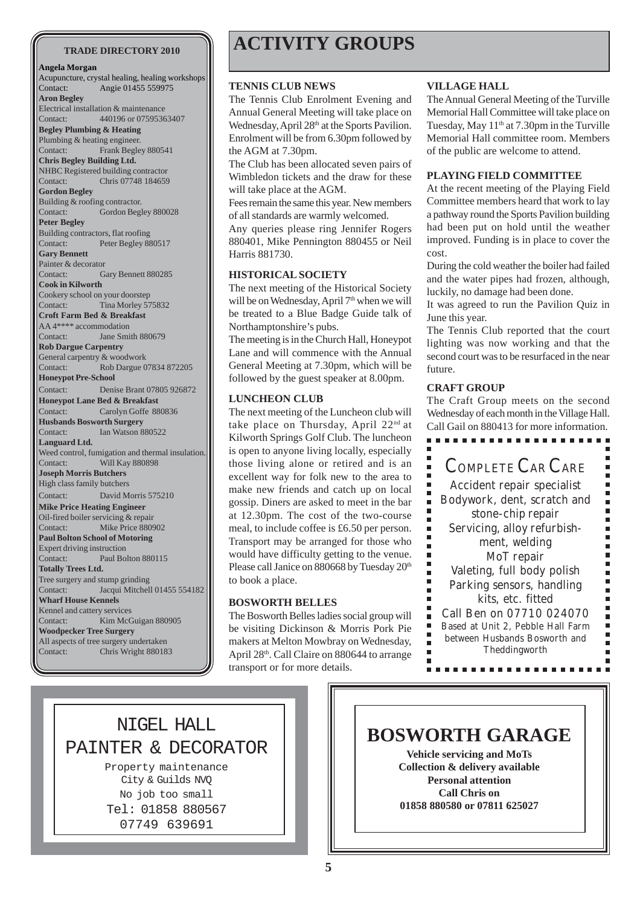## TRADE DIRECTORY 2010

**Angela Morgan**
Acupuncture, crystal healing, healing workshops
Contact: Angie 01455 559975

**Aron Begley**
Electrical installation & maintenance
Contact: 440196 or 07595363407

**Begley Plumbing & Heating**
Plumbing & heating engineer.
Contact: Frank Begley 880541

**Chris Begley Building Ltd.**
NHBC Registered building contractor
Contact: Chris 07748 184659

**Gordon Begley**
Building & roofing contractor.
Contact: Gordon Begley 880028

**Peter Begley**
Building contractors, flat roofing
Contact: Peter Begley 880517

**Gary Bennett**
Painter & decorator
Contact: Gary Bennett 880285

**Cook in Kilworth**
Cookery school on your doorstep
Contact: Tina Morley 575832

**Croft Farm Bed & Breakfast**
AA 4**** accommodation
Contact: Jane Smith 880679

**Rob Dargue Carpentry**
General carpentry & woodwork
Contact: Rob Dargue 07834 872205

**Honeypot Pre-School**
Contact: Denise Brant 07805 926872

**Honeypot Lane Bed & Breakfast**
Contact: Carolyn Goffe 880836

**Husbands Bosworth Surgery**
Contact: Ian Watson 880522

**Languard Ltd.**
Weed control, fumigation and thermal insulation.
Contact: Will Kay 880898

**Joseph Morris Butchers**
High class family butchers
Contact: David Morris 575210

**Mike Price Heating Engineer**
Oil-fired boiler servicing & repair
Contact: Mike Price 880902

**Paul Bolton School of Motoring**
Expert driving instruction
Contact: Paul Bolton 880115

**Totally Trees Ltd.**
Tree surgery and stump grinding
Contact: Jacqui Mitchell 01455 554182

**Wharf House Kennels**
Kennel and cattery services
Contact: Kim McGuigan 880905

**Woodpecker Tree Surgery**
All aspects of tree surgery undertaken
Contact: Chris Wright 880183

# ACTIVITY GROUPS

### TENNIS CLUB NEWS

The Tennis Club Enrolment Evening and Annual General Meeting will take place on Wednesday, April 28th at the Sports Pavilion. Enrolment will be from 6.30pm followed by the AGM at 7.30pm.

The Club has been allocated seven pairs of Wimbledon tickets and the draw for these will take place at the AGM.

Fees remain the same this year. New members of all standards are warmly welcomed.

Any queries please ring Jennifer Rogers 880401, Mike Pennington 880455 or Neil Harris 881730.

### HISTORICAL SOCIETY

The next meeting of the Historical Society will be on Wednesday, April 7th when we will be treated to a Blue Badge Guide talk of Northamptonshire's pubs.

The meeting is in the Church Hall, Honeypot Lane and will commence with the Annual General Meeting at 7.30pm, which will be followed by the guest speaker at 8.00pm.

### LUNCHEON CLUB

The next meeting of the Luncheon club will take place on Thursday, April 22nd at Kilworth Springs Golf Club. The luncheon is open to anyone living locally, especially those living alone or retired and is an excellent way for folk new to the area to make new friends and catch up on local gossip. Diners are asked to meet in the bar at 12.30pm. The cost of the two-course meal, to include coffee is £6.50 per person. Transport may be arranged for those who would have difficulty getting to the venue. Please call Janice on 880668 by Tuesday 20th to book a place.

### BOSWORTH BELLES

The Bosworth Belles ladies social group will be visiting Dickinson & Morris Pork Pie makers at Melton Mowbray on Wednesday, April 28th. Call Claire on 880644 to arrange transport or for more details.

### VILLAGE HALL

The Annual General Meeting of the Turville Memorial Hall Committee will take place on Tuesday, May 11th at 7.30pm in the Turville Memorial Hall committee room. Members of the public are welcome to attend.

### PLAYING FIELD COMMITTEE

At the recent meeting of the Playing Field Committee members heard that work to lay a pathway round the Sports Pavilion building had been put on hold until the weather improved. Funding is in place to cover the cost.

During the cold weather the boiler had failed and the water pipes had frozen, although, luckily, no damage had been done.

It was agreed to run the Pavilion Quiz in June this year.

The Tennis Club reported that the court lighting was now working and that the second court was to be resurfaced in the near future.

### CRAFT GROUP

The Craft Group meets on the second Wednesday of each month in the Village Hall. Call Gail on 880413 for more information.

**COMPLETE CAR CARE**

Accident repair specialist
Bodywork, dent, scratch and stone-chip repair
Servicing, alloy refurbishment, welding
MoT repair
Valeting, full body polish
Parking sensors, handling kits, etc. fitted
Call Ben on 07710 024070
Based at Unit 2, Pebble Hall Farm between Husbands Bosworth and Theddingworth

**NIGEL HALL**
**PAINTER & DECORATOR**

Property maintenance
City & Guilds NVQ
No job too small
Tel: 01858 880567
07749 639691

**BOSWORTH GARAGE**

**Vehicle servicing and MoTs**
**Collection & delivery available**
**Personal attention**
**Call Chris on**
**01858 880580 or 07811 625027**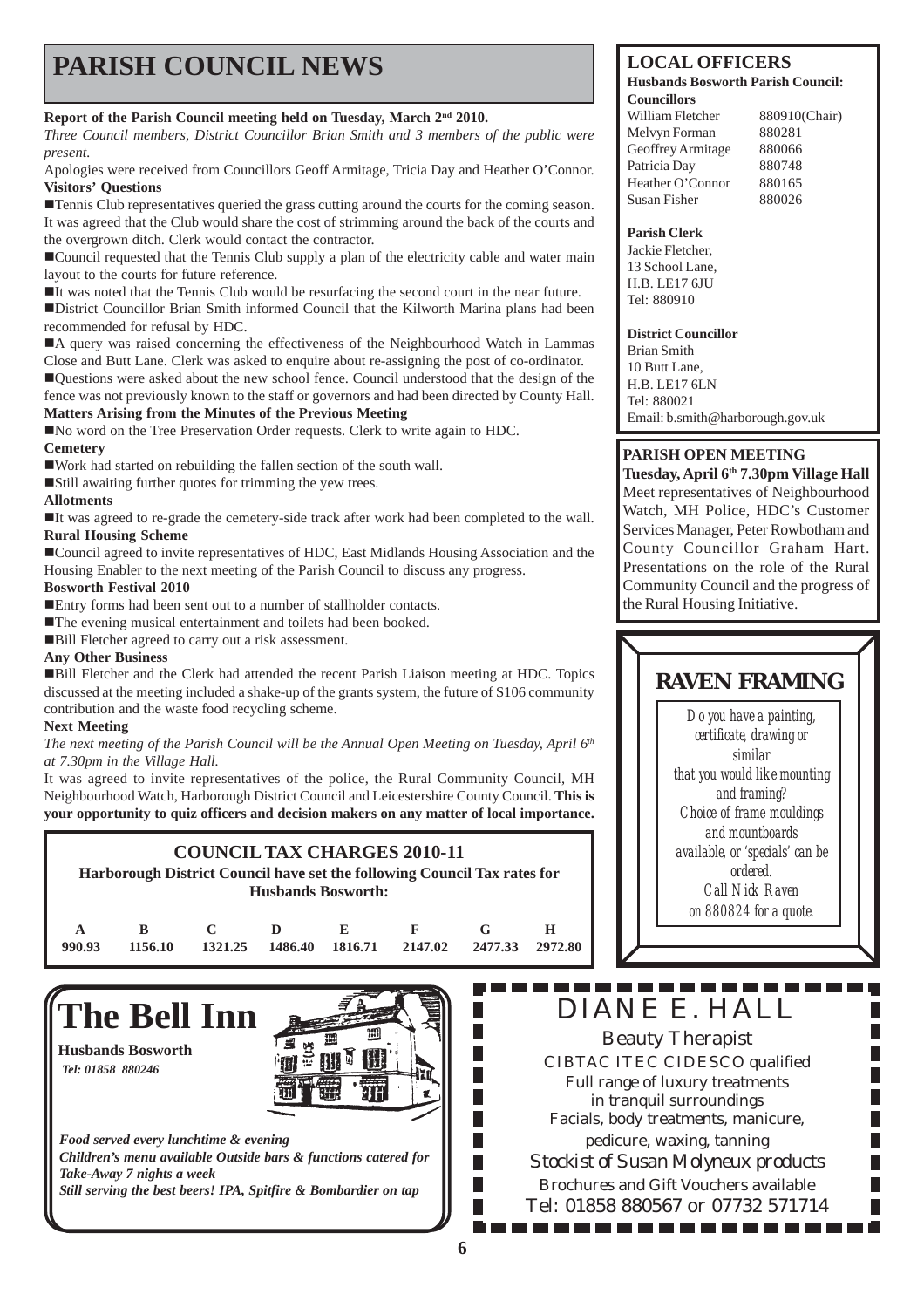# PARISH COUNCIL NEWS

**Report of the Parish Council meeting held on Tuesday, March 2nd 2010.**

*Three Council members, District Councillor Brian Smith and 3 members of the public were present.*

Apologies were received from Councillors Geoff Armitage, Tricia Day and Heather O'Connor.

**Visitors' Questions**

- Tennis Club representatives queried the grass cutting around the courts for the coming season. It was agreed that the Club would share the cost of strimming around the back of the courts and the overgrown ditch. Clerk would contact the contractor.
- Council requested that the Tennis Club supply a plan of the electricity cable and water main layout to the courts for future reference.
- It was noted that the Tennis Club would be resurfacing the second court in the near future.
- District Councillor Brian Smith informed Council that the Kilworth Marina plans had been recommended for refusal by HDC.
- A query was raised concerning the effectiveness of the Neighbourhood Watch in Lammas Close and Butt Lane. Clerk was asked to enquire about re-assigning the post of co-ordinator.
- Questions were asked about the new school fence. Council understood that the design of the fence was not previously known to the staff or governors and had been directed by County Hall.

**Matters Arising from the Minutes of the Previous Meeting**

- No word on the Tree Preservation Order requests. Clerk to write again to HDC.

**Cemetery**

- Work had started on rebuilding the fallen section of the south wall.
- Still awaiting further quotes for trimming the yew trees.

**Allotments**

- It was agreed to re-grade the cemetery-side track after work had been completed to the wall.

**Rural Housing Scheme**

- Council agreed to invite representatives of HDC, East Midlands Housing Association and the Housing Enabler to the next meeting of the Parish Council to discuss any progress.

**Bosworth Festival 2010**

- Entry forms had been sent out to a number of stallholder contacts.
- The evening musical entertainment and toilets had been booked.
- Bill Fletcher agreed to carry out a risk assessment.

**Any Other Business**

- Bill Fletcher and the Clerk had attended the recent Parish Liaison meeting at HDC. Topics discussed at the meeting included a shake-up of the grants system, the future of S106 community contribution and the waste food recycling scheme.

**Next Meeting**

*The next meeting of the Parish Council will be the Annual Open Meeting on Tuesday, April 6th at 7.30pm in the Village Hall.*

It was agreed to invite representatives of the police, the Rural Community Council, MH Neighbourhood Watch, Harborough District Council and Leicestershire County Council. **This is your opportunity to quiz officers and decision makers on any matter of local importance.**

## COUNCIL TAX CHARGES 2010-11

**Harborough District Council have set the following Council Tax rates for Husbands Bosworth:**

| A | B | C | D | E | F | G | H |
|---|---|---|---|---|---|---|---|
| 990.93 | 1156.10 | 1321.25 | 1486.40 | 1816.71 | 2147.02 | 2477.33 | 2972.80 |

## LOCAL OFFICERS

**Husbands Bosworth Parish Council:**

**Councillors**

| | |
|---|---|
| William Fletcher | 880910(Chair) |
| Melvyn Forman | 880281 |
| Geoffrey Armitage | 880066 |
| Patricia Day | 880748 |
| Heather O'Connor | 880165 |
| Susan Fisher | 880026 |

**Parish Clerk**

Jackie Fletcher,
13 School Lane,
H.B. LE17 6JU
Tel: 880910

**District Councillor**

Brian Smith
10 Butt Lane,
H.B. LE17 6LN
Tel: 880021
Email: b.smith@harborough.gov.uk

## PARISH OPEN MEETING

**Tuesday, April 6th 7.30pm Village Hall**

Meet representatives of Neighbourhood Watch, MH Police, HDC's Customer Services Manager, Peter Rowbotham and County Councillor Graham Hart. Presentations on the role of the Rural Community Council and the progress of the Rural Housing Initiative.

## RAVEN FRAMING

*Do you have a painting, certificate, drawing or similar that you would like mounting and framing? Choice of frame mouldings and mountboards available, or 'specials' can be ordered. Call Nick Raven on 880824 for a quote.*

## The Bell Inn

**Husbands Bosworth**
*Tel: 01858 880246*

*Food served every lunchtime & evening*
*Children's menu available Outside bars & functions catered for*
*Take-Away 7 nights a week*
*Still serving the best beers! IPA, Spitfire & Bombardier on tap*

## DIANE E. HALL

Beauty Therapist
CIBTAC ITEC CIDESCO qualified
Full range of luxury treatments
in tranquil surroundings
Facials, body treatments, manicure,
pedicure, waxing, tanning
*Stockist of Susan Molyneux products*
Brochures and Gift Vouchers available
Tel: 01858 880567 or 07732 571714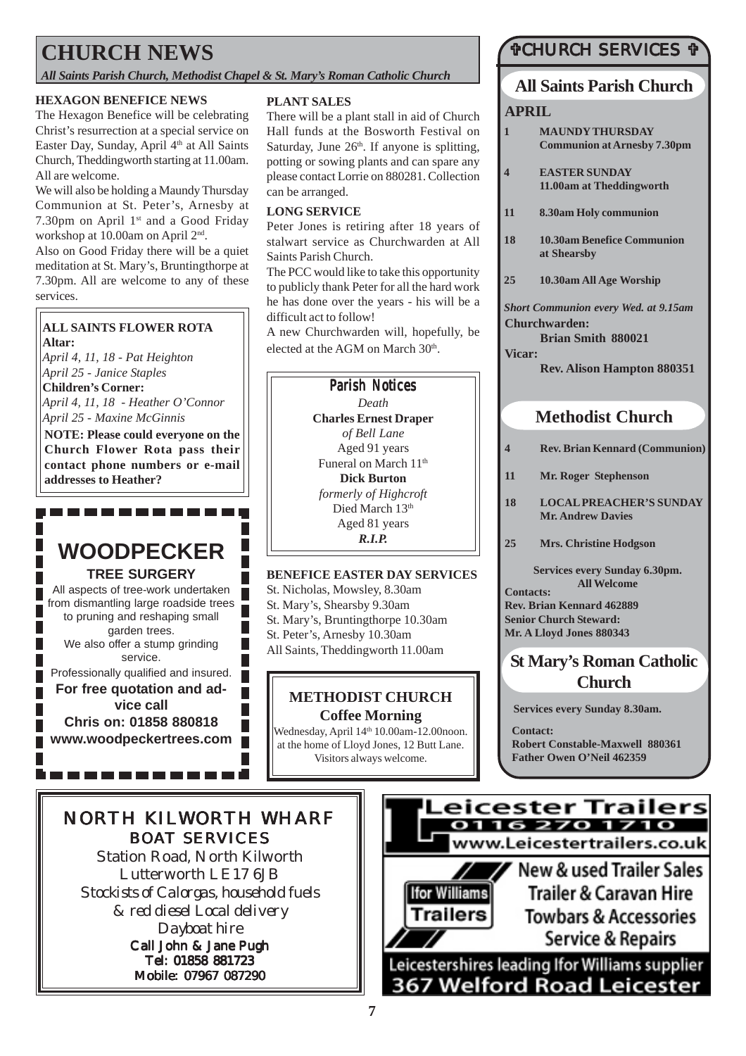# CHURCH NEWS

*All Saints Parish Church, Methodist Chapel & St. Mary's Roman Catholic Church*

### HEXAGON BENEFICE NEWS

The Hexagon Benefice will be celebrating Christ's resurrection at a special service on Easter Day, Sunday, April 4th at All Saints Church, Theddingworth starting at 11.00am. All are welcome.

We will also be holding a Maundy Thursday Communion at St. Peter's, Arnesby at 7.30pm on April 1st and a Good Friday workshop at 10.00am on April 2nd.

Also on Good Friday there will be a quiet meditation at St. Mary's, Bruntingthorpe at 7.30pm. All are welcome to any of these services.

### ALL SAINTS FLOWER ROTA

**Altar:**

*April 4, 11, 18 - Pat Heighton*
*April 25 - Janice Staples*

**Children's Corner:**

*April 4, 11, 18 - Heather O'Connor*
*April 25 - Maxine McGinnis*

**NOTE: Please could everyone on the Church Flower Rota pass their contact phone numbers or e-mail addresses to Heather?**

## WOODPECKER

**TREE SURGERY**

All aspects of tree-work undertaken from dismantling large roadside trees to pruning and reshaping small garden trees.
We also offer a stump grinding service.
Professionally qualified and insured.

**For free quotation and advice call**
**Chris on: 01858 880818**
**www.woodpeckertrees.com**

### PLANT SALES

There will be a plant stall in aid of Church Hall funds at the Bosworth Festival on Saturday, June 26th. If anyone is splitting, potting or sowing plants and can spare any please contact Lorrie on 880281. Collection can be arranged.

### LONG SERVICE

Peter Jones is retiring after 18 years of stalwart service as Churchwarden at All Saints Parish Church.

The PCC would like to take this opportunity to publicly thank Peter for all the hard work he has done over the years - his will be a difficult act to follow!

A new Churchwarden will, hopefully, be elected at the AGM on March 30th.

### Parish Notices

*Death*
**Charles Ernest Draper**
*of Bell Lane*
Aged 91 years
Funeral on March 11th

**Dick Burton**
*formerly of Highcroft*
Died March 13th
Aged 81 years
***R.I.P.***

### BENEFICE EASTER DAY SERVICES

St. Nicholas, Mowsley, 8.30am
St. Mary's, Shearsby 9.30am
St. Mary's, Bruntingthorpe 10.30am
St. Peter's, Arnesby 10.30am
All Saints, Theddingworth 11.00am

### METHODIST CHURCH

**Coffee Morning**

Wednesday, April 14th 10.00am-12.00noon.
at the home of Lloyd Jones, 12 Butt Lane.
Visitors always welcome.

## ✞CHURCH SERVICES ✞

### All Saints Parish Church

**APRIL**

- **1** **MAUNDY THURSDAY Communion at Arnesby 7.30pm**
- **4** **EASTER SUNDAY 11.00am at Theddingworth**
- **11** **8.30am Holy communion**
- **18** **10.30am Benefice Communion at Shearsby**
- **25** **10.30am All Age Worship**

***Short Communion every Wed. at 9.15am***

**Churchwarden:**
**Brian Smith 880021**

**Vicar:**
**Rev. Alison Hampton 880351**

### Methodist Church

- **4** **Rev. Brian Kennard (Communion)**
- **11** **Mr. Roger Stephenson**
- **18** **LOCAL PREACHER'S SUNDAY Mr. Andrew Davies**
- **25** **Mrs. Christine Hodgson**

**Services every Sunday 6.30pm.**
**All Welcome**

**Contacts:**
**Rev. Brian Kennard 462889**
**Senior Church Steward:**
**Mr. A Lloyd Jones 880343**

### St Mary's Roman Catholic Church

**Services every Sunday 8.30am.**

**Contact:**
**Robert Constable-Maxwell 880361**
**Father Owen O'Neil 462359**

## NORTH KILWORTH WHARF BOAT SERVICES

Station Road, North Kilworth
Lutterworth LE17 6JB
*Stockists of Calorgas, household fuels & red diesel Local delivery*
*Dayboat hire*
**Call John & Jane Pugh**
**Tel: 01858 881723**
**Mobile: 07967 087290**

## Leicester Trailers

**0116 270 1710**
www.Leicestertrailers.co.uk

Ifor Williams Trailers

New & used Trailer Sales
Trailer & Caravan Hire
Towbars & Accessories
Service & Repairs

Leicestershires leading Ifor Williams supplier
**367 Welford Road Leicester**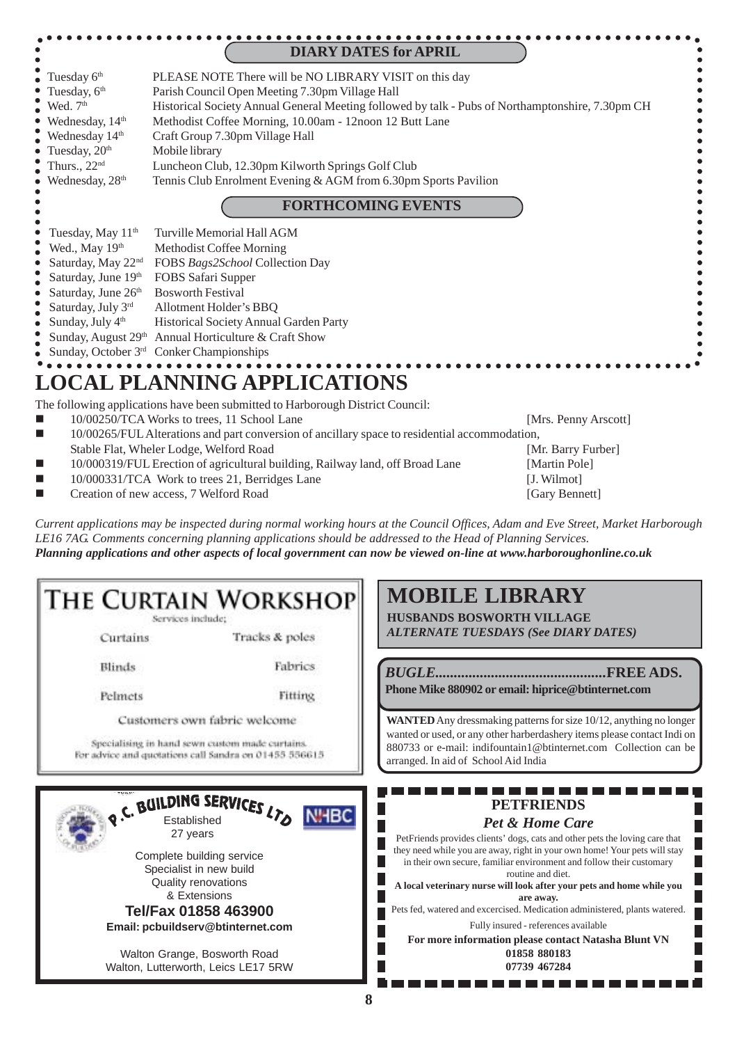## DIARY DATES for APRIL

| | |
|---|---|
| Tuesday 6th | PLEASE NOTE There will be NO LIBRARY VISIT on this day |
| Tuesday, 6th | Parish Council Open Meeting 7.30pm Village Hall |
| Wed. 7th | Historical Society Annual General Meeting followed by talk - Pubs of Northamptonshire, 7.30pm CH |
| Wednesday, 14th | Methodist Coffee Morning, 10.00am - 12noon 12 Butt Lane |
| Wednesday 14th | Craft Group 7.30pm Village Hall |
| Tuesday, 20th | Mobile library |
| Thurs., 22nd | Luncheon Club, 12.30pm Kilworth Springs Golf Club |
| Wednesday, 28th | Tennis Club Enrolment Evening & AGM from 6.30pm Sports Pavilion |

## FORTHCOMING EVENTS

| | |
|---|---|
| Tuesday, May 11th | Turville Memorial Hall AGM |
| Wed., May 19th | Methodist Coffee Morning |
| Saturday, May 22nd | FOBS *Bags2School* Collection Day |
| Saturday, June 19th | FOBS Safari Supper |
| Saturday, June 26th | Bosworth Festival |
| Saturday, July 3rd | Allotment Holder's BBQ |
| Sunday, July 4th | Historical Society Annual Garden Party |
| Sunday, August 29th | Annual Horticulture & Craft Show |
| Sunday, October 3rd | Conker Championships |

# LOCAL PLANNING APPLICATIONS

The following applications have been submitted to Harborough District Council:

- 10/00250/TCA Works to trees, 11 School Lane [Mrs. Penny Arscott]
- 10/00265/FUL Alterations and part conversion of ancillary space to residential accommodation, Stable Flat, Wheler Lodge, Welford Road [Mr. Barry Furber]
- 10/000319/FUL Erection of agricultural building, Railway land, off Broad Lane [Martin Pole]
- 10/000331/TCA Work to trees 21, Berridges Lane [J. Wilmot]
- Creation of new access, 7 Welford Road [Gary Bennett]

*Current applications may be inspected during normal working hours at the Council Offices, Adam and Eve Street, Market Harborough LE16 7AG. Comments concerning planning applications should be addressed to the Head of Planning Services.*
***Planning applications and other aspects of local government can now be viewed on-line at www.harboroughonline.co.uk***

## THE CURTAIN WORKSHOP

Services include;

Curtains — Tracks & poles
Blinds — Fabrics
Pelmets — Fitting

Customers own fabric welcome

Specialising in hand sewn custom made curtains.
For advice and quotations call Sandra on 01455 556615

## P.C. BUILDING SERVICES LTD

NHBC

Established 27 years

Complete building service
Specialist in new build
Quality renovations
& Extensions

**Tel/Fax 01858 463900**
**Email: pcbuildserv@btinternet.com**

Walton Grange, Bosworth Road
Walton, Lutterworth, Leics LE17 5RW

# MOBILE LIBRARY

**HUSBANDS BOSWORTH VILLAGE**
***ALTERNATE TUESDAYS (See DIARY DATES)***

## *BUGLE*..............................................FREE ADS.

**Phone Mike 880902 or email: hiprice@btinternet.com**

**WANTED** Any dressmaking patterns for size 10/12, anything no longer wanted or used, or any other harberdashery items please contact Indi on 880733 or e-mail: indifountain1@btinternet.com Collection can be arranged. In aid of School Aid India

## PETFRIENDS
### *Pet & Home Care*

PetFriends provides clients' dogs, cats and other pets the loving care that they need while you are away, right in your own home! Your pets will stay in their own secure, familiar environment and follow their customary routine and diet.

**A local veterinary nurse will look after your pets and home while you are away.**

Pets fed, watered and excercised. Medication administered, plants watered.

Fully insured - references available

**For more information please contact Natasha Blunt VN**
**01858 880183**
**07739 467284**